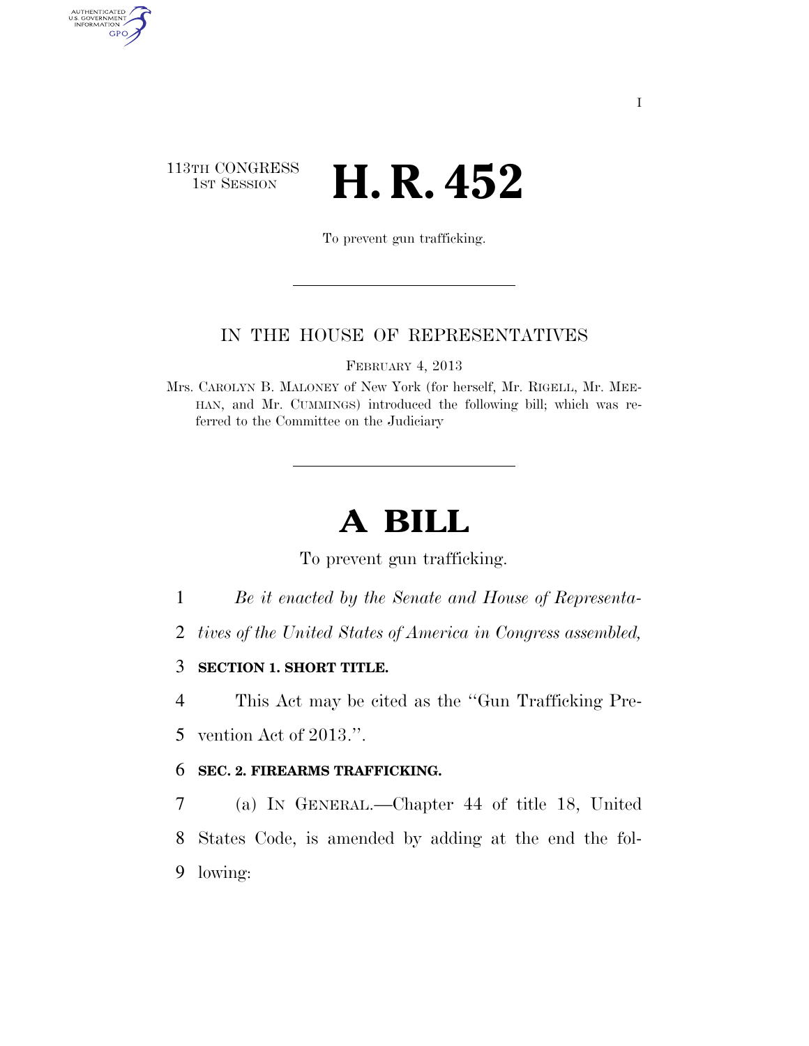113TH CONGRESS
1ST SESSION

# H. R. 452

To prevent gun trafficking.

IN THE HOUSE OF REPRESENTATIVES

FEBRUARY 4, 2013

Mrs. CAROLYN B. MALONEY of New York (for herself, Mr. RIGELL, Mr. MEEHAN, and Mr. CUMMINGS) introduced the following bill; which was referred to the Committee on the Judiciary

# A BILL

To prevent gun trafficking.

1 *Be it enacted by the Senate and House of Representa-*
2 *tives of the United States of America in Congress assembled,*

3 **SECTION 1. SHORT TITLE.**

4 This Act may be cited as the ''Gun Trafficking Pre-
5 vention Act of 2013.''.

6 **SEC. 2. FIREARMS TRAFFICKING.**

7 (a) IN GENERAL.—Chapter 44 of title 18, United
8 States Code, is amended by adding at the end the fol-
9 lowing: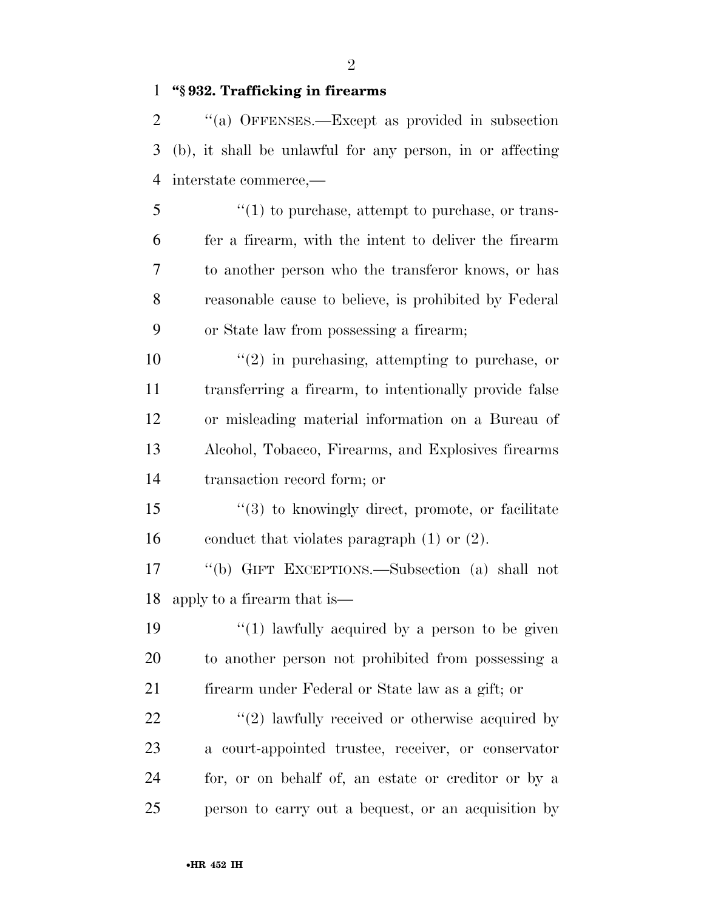**"§ 932. Trafficking in firearms**

"(a) OFFENSES.—Except as provided in subsection (b), it shall be unlawful for any person, in or affecting interstate commerce,—

"(1) to purchase, attempt to purchase, or transfer a firearm, with the intent to deliver the firearm to another person who the transferor knows, or has reasonable cause to believe, is prohibited by Federal or State law from possessing a firearm;

"(2) in purchasing, attempting to purchase, or transferring a firearm, to intentionally provide false or misleading material information on a Bureau of Alcohol, Tobacco, Firearms, and Explosives firearms transaction record form; or

"(3) to knowingly direct, promote, or facilitate conduct that violates paragraph (1) or (2).

"(b) GIFT EXCEPTIONS.—Subsection (a) shall not apply to a firearm that is—

"(1) lawfully acquired by a person to be given to another person not prohibited from possessing a firearm under Federal or State law as a gift; or

"(2) lawfully received or otherwise acquired by a court-appointed trustee, receiver, or conservator for, or on behalf of, an estate or creditor or by a person to carry out a bequest, or an acquisition by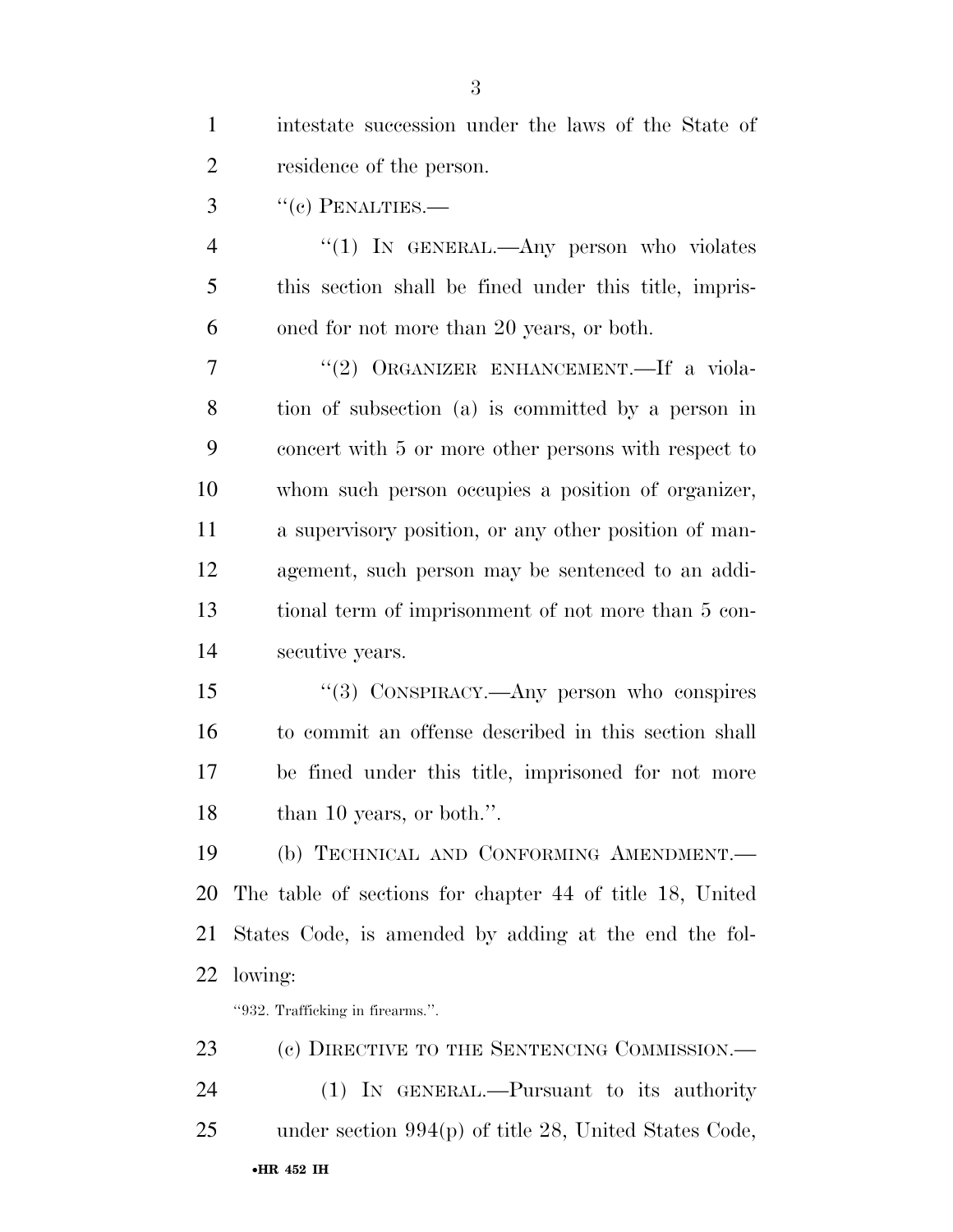intestate succession under the laws of the State of residence of the person.

''(c) PENALTIES.—

''(1) IN GENERAL.—Any person who violates this section shall be fined under this title, imprisoned for not more than 20 years, or both.

''(2) ORGANIZER ENHANCEMENT.—If a violation of subsection (a) is committed by a person in concert with 5 or more other persons with respect to whom such person occupies a position of organizer, a supervisory position, or any other position of management, such person may be sentenced to an additional term of imprisonment of not more than 5 consecutive years.

''(3) CONSPIRACY.—Any person who conspires to commit an offense described in this section shall be fined under this title, imprisoned for not more than 10 years, or both.''.

(b) TECHNICAL AND CONFORMING AMENDMENT.— The table of sections for chapter 44 of title 18, United States Code, is amended by adding at the end the following:

''932. Trafficking in firearms.''.

(c) DIRECTIVE TO THE SENTENCING COMMISSION.—

(1) IN GENERAL.—Pursuant to its authority under section 994(p) of title 28, United States Code,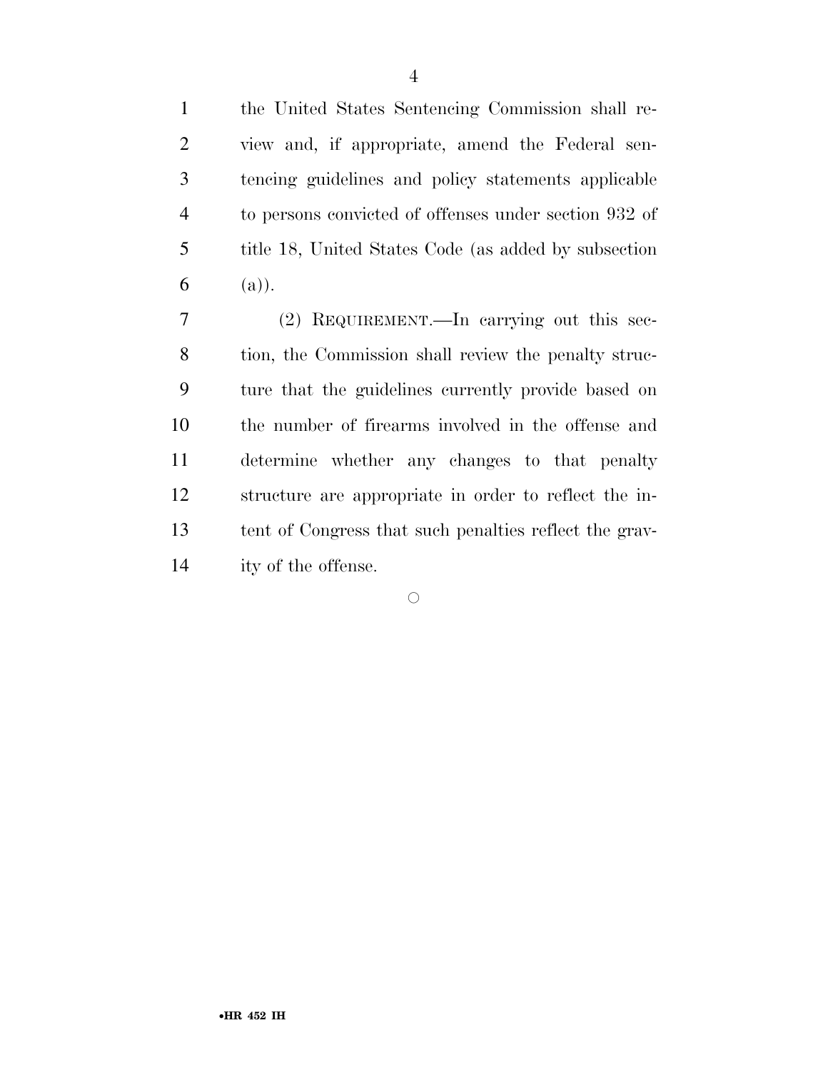the United States Sentencing Commission shall review and, if appropriate, amend the Federal sentencing guidelines and policy statements applicable to persons convicted of offenses under section 932 of title 18, United States Code (as added by subsection (a)).

(2) REQUIREMENT.—In carrying out this section, the Commission shall review the penalty structure that the guidelines currently provide based on the number of firearms involved in the offense and determine whether any changes to that penalty structure are appropriate in order to reflect the intent of Congress that such penalties reflect the gravity of the offense.

○